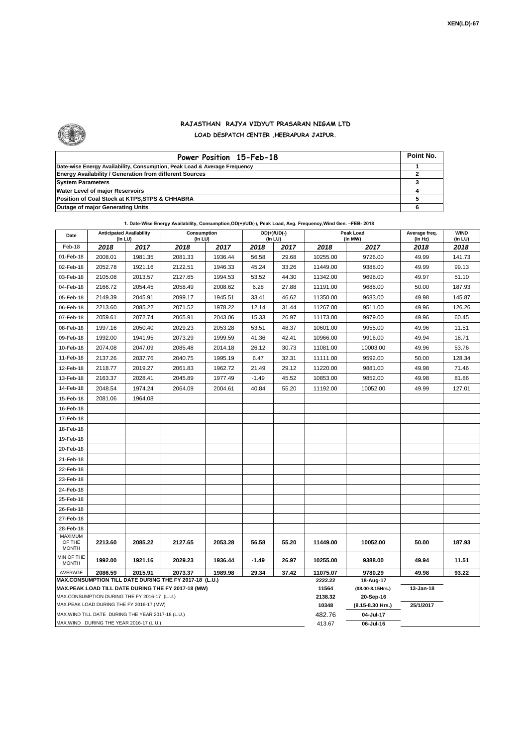XEN(LD)-67

# RAJASTHAN RAJYA VIDYUT PRASARAN NIGAM LTD

## LOAD DESPATCH CENTER ,HEERAPURA JAIPUR.

| Power Position 15-Feb-18 | Point No. |
|---|---|
| Date-wise Energy Availability, Consumption, Peak Load & Average Frequency | 1 |
| Energy Availability / Generation from different Sources | 2 |
| System Parameters | 3 |
| Water Level of major Reservoirs | 4 |
| Position of Coal Stock at KTPS,STPS & CHHABRA | 5 |
| Outage of major Generating Units | 6 |

**1. Date-Wise Energy Availability, Consumption,OD(+)/UD(-), Peak Load, Avg. Frequency,Wind Gen. –FEB- 2018**

| Date | Anticipated Availability (In LU) | | Consumption (In LU) | | OD(+)/UD(-) (In LU) | | Peak Load (In MW) | | Average freq. (In Hz) | WIND (in LU) |
|---|---|---|---|---|---|---|---|---|---|---|
| Feb-18 | 2018 | 2017 | 2018 | 2017 | 2018 | 2017 | 2018 | 2017 | 2018 | 2018 |
| 01-Feb-18 | 2008.01 | 1981.35 | 2081.33 | 1936.44 | 56.58 | 29.68 | 10255.00 | 9726.00 | 49.99 | 141.73 |
| 02-Feb-18 | 2052.78 | 1921.16 | 2122.51 | 1946.33 | 45.24 | 33.26 | 11449.00 | 9388.00 | 49.99 | 99.13 |
| 03-Feb-18 | 2105.08 | 2013.57 | 2127.65 | 1994.53 | 53.52 | 44.30 | 11342.00 | 9698.00 | 49.97 | 51.10 |
| 04-Feb-18 | 2166.72 | 2054.45 | 2058.49 | 2008.62 | 6.28 | 27.88 | 11191.00 | 9688.00 | 50.00 | 187.93 |
| 05-Feb-18 | 2149.39 | 2045.91 | 2099.17 | 1945.51 | 33.41 | 46.62 | 11350.00 | 9683.00 | 49.98 | 145.87 |
| 06-Feb-18 | 2213.60 | 2085.22 | 2071.52 | 1978.22 | 12.14 | 31.44 | 11267.00 | 9511.00 | 49.96 | 126.26 |
| 07-Feb-18 | 2059.61 | 2072.74 | 2065.91 | 2043.06 | 15.33 | 26.97 | 11173.00 | 9979.00 | 49.96 | 60.45 |
| 08-Feb-18 | 1997.16 | 2050.40 | 2029.23 | 2053.28 | 53.51 | 48.37 | 10601.00 | 9955.00 | 49.96 | 11.51 |
| 09-Feb-18 | 1992.00 | 1941.95 | 2073.29 | 1999.59 | 41.36 | 42.41 | 10966.00 | 9916.00 | 49.94 | 18.71 |
| 10-Feb-18 | 2074.08 | 2047.09 | 2085.48 | 2014.18 | 26.12 | 30.73 | 11081.00 | 10003.00 | 49.96 | 53.76 |
| 11-Feb-18 | 2137.26 | 2037.76 | 2040.75 | 1995.19 | 6.47 | 32.31 | 11111.00 | 9592.00 | 50.00 | 128.34 |
| 12-Feb-18 | 2118.77 | 2019.27 | 2061.83 | 1962.72 | 21.49 | 29.12 | 11220.00 | 9881.00 | 49.98 | 71.46 |
| 13-Feb-18 | 2163.37 | 2028.41 | 2045.89 | 1977.49 | -1.49 | 45.52 | 10853.00 | 9852.00 | 49.98 | 81.86 |
| 14-Feb-18 | 2048.54 | 1974.24 | 2064.09 | 2004.61 | 40.84 | 55.20 | 11192.00 | 10052.00 | 49.99 | 127.01 |
| 15-Feb-18 | 2081.06 | 1964.08 | | | | | | | | |
| 16-Feb-18 | | | | | | | | | | |
| 17-Feb-18 | | | | | | | | | | |
| 18-Feb-18 | | | | | | | | | | |
| 19-Feb-18 | | | | | | | | | | |
| 20-Feb-18 | | | | | | | | | | |
| 21-Feb-18 | | | | | | | | | | |
| 22-Feb-18 | | | | | | | | | | |
| 23-Feb-18 | | | | | | | | | | |
| 24-Feb-18 | | | | | | | | | | |
| 25-Feb-18 | | | | | | | | | | |
| 26-Feb-18 | | | | | | | | | | |
| 27-Feb-18 | | | | | | | | | | |
| 28-Feb-18 | | | | | | | | | | |
| MAXIMUM OF THE MONTH | 2213.60 | 2085.22 | 2127.65 | 2053.28 | 56.58 | 55.20 | 11449.00 | 10052.00 | 50.00 | 187.93 |
| MIN OF THE MONTH | 1992.00 | 1921.16 | 2029.23 | 1936.44 | -1.49 | 26.97 | 10255.00 | 9388.00 | 49.94 | 11.51 |
| AVERAGE | 2086.59 | 2015.91 | 2073.37 | 1989.98 | 29.34 | 37.42 | 11075.07 | 9780.29 | 49.98 | 93.22 |
| MAX.CONSUMPTION TILL DATE DURING THE FY 2017-18 (L.U.) | | | | | | | 2222.22 | 18-Aug-17 | | |
| MAX.PEAK LOAD TILL DATE DURING THE FY 2017-18 (MW) | | | | | | | 11564 | (08.00-8.15Hrs.) | 13-Jan-18 | |
| MAX.CONSUMPTION DURING THE FY 2016-17 (L.U.) | | | | | | | 2138.32 | 20-Sep-16 | | |
| MAX.PEAK LOAD DURING THE FY 2016-17 (MW) | | | | | | | 10348 | (8.15-8.30 Hrs.) | 25/1/2017 | |
| MAX.WIND TILL DATE DURING THE YEAR 2017-18 (L.U.) | | | | | | | 482.76 | 04-Jul-17 | | |
| MAX.WIND DURING THE YEAR 2016-17 (L.U.) | | | | | | | 413.67 | 06-Jul-16 | | |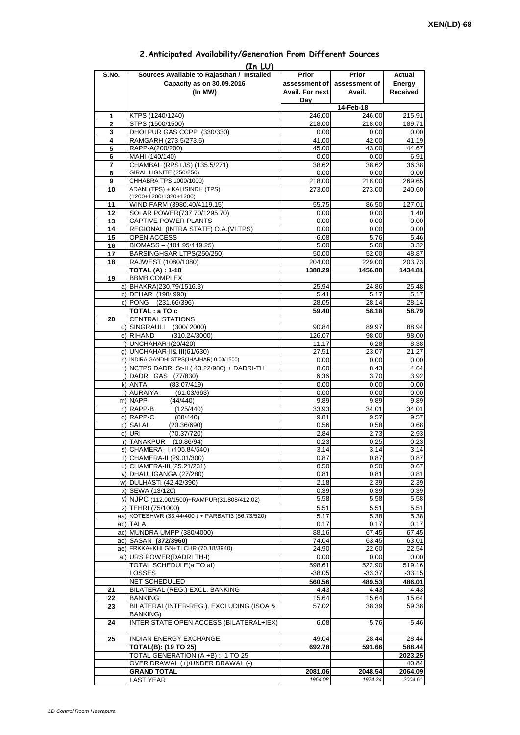XEN(LD)-68

## 2.Anticipated Availability/Generation From Different Sources

(In LU)

| S.No. | Sources Available to Rajasthan / Installed Capacity as on 30.09.2016 (In MW) | Prior assessment of Avail. For next Day | Prior assessment of Avail. | Actual Energy Received |
|---|---|---|---|---|
| | | | 14-Feb-18 | |
| 1 | KTPS (1240/1240) | 246.00 | 246.00 | 215.91 |
| 2 | STPS (1500/1500) | 218.00 | 218.00 | 189.71 |
| 3 | DHOLPUR GAS CCPP (330/330) | 0.00 | 0.00 | 0.00 |
| 4 | RAMGARH (273.5/273.5) | 41.00 | 42.00 | 41.19 |
| 5 | RAPP-A(200/200) | 45.00 | 43.00 | 44.67 |
| 6 | MAHI (140/140) | 0.00 | 0.00 | 6.91 |
| 7 | CHAMBAL (RPS+JS) (135.5/271) | 38.62 | 38.62 | 36.38 |
| 8 | GIRAL LIGNITE (250/250) | 0.00 | 0.00 | 0.00 |
| 9 | CHHABRA TPS 1000/1000) | 218.00 | 218.00 | 269.65 |
| 10 | ADANI (TPS) + KALISINDH (TPS) (1200+1200/1320+1200) | 273.00 | 273.00 | 240.60 |
| 11 | WIND FARM (3980.40/4119.15) | 55.75 | 86.50 | 127.01 |
| 12 | SOLAR POWER(737.70/1295.70) | 0.00 | 0.00 | 1.40 |
| 13 | CAPTIVE POWER PLANTS | 0.00 | 0.00 | 0.00 |
| 14 | REGIONAL (INTRA STATE) O.A.(VLTPS) | 0.00 | 0.00 | 0.00 |
| 15 | OPEN ACCESS | -6.08 | 5.76 | 5.46 |
| 16 | BIOMASS – (101.95/119.25) | 5.00 | 5.00 | 3.32 |
| 17 | BARSINGHSAR LTPS(250/250) | 50.00 | 52.00 | 48.87 |
| 18 | RAJWEST (1080/1080) | 204.00 | 229.00 | 203.73 |
| | **TOTAL (A) : 1-18** | **1388.29** | **1456.88** | **1434.81** |
| 19 | BBMB COMPLEX | | | |
| | a) BHAKRA(230.79/1516.3) | 25.94 | 24.86 | 25.48 |
| | b) DEHAR (198/ 990) | 5.41 | 5.17 | 5.17 |
| | c) PONG (231.66/396) | 28.05 | 28.14 | 28.14 |
| | **TOTAL : a TO c** | **59.40** | **58.18** | **58.79** |
| 20 | CENTRAL STATIONS | | | |
| | d) SINGRAULI (300/ 2000) | 90.84 | 89.97 | 88.94 |
| | e) RIHAND (310.24/3000) | 126.07 | 98.00 | 98.00 |
| | f) UNCHAHAR-I(20/420) | 11.17 | 6.28 | 8.38 |
| | g) UNCHAHAR-II& III(61/630) | 27.51 | 23.07 | 21.27 |
| | h) INDIRA GANDHI STPS(JHAJHAR) 0.00/1500) | 0.00 | 0.00 | 0.00 |
| | i) NCTPS DADRI St-II ( 43.22/980) + DADRI-TH | 8.60 | 8.43 | 4.64 |
| | j) DADRI GAS (77/830) | 6.36 | 3.70 | 3.92 |
| | k) ANTA (83.07/419) | 0.00 | 0.00 | 0.00 |
| | l) AURAIYA (61.03/663) | 0.00 | 0.00 | 0.00 |
| | m) NAPP (44/440) | 9.89 | 9.89 | 9.89 |
| | n) RAPP-B (125/440) | 33.93 | 34.01 | 34.01 |
| | o) RAPP-C (88/440) | 9.81 | 9.57 | 9.57 |
| | p) SALAL (20.36/690) | 0.56 | 0.58 | 0.68 |
| | q) URI (70.37/720) | 2.84 | 2.73 | 2.93 |
| | r) TANAKPUR (10.86/94) | 0.23 | 0.25 | 0.23 |
| | s) CHAMERA –I (105.84/540) | 3.14 | 3.14 | 3.14 |
| | t) CHAMERA-II (29.01/300) | 0.87 | 0.87 | 0.87 |
| | u) CHAMERA-III (25.21/231) | 0.50 | 0.50 | 0.67 |
| | v) DHAULIGANGA (27/280) | 0.81 | 0.81 | 0.81 |
| | w) DULHASTI (42.42/390) | 2.18 | 2.39 | 2.39 |
| | x) SEWA (13/120) | 0.39 | 0.39 | 0.39 |
| | y) NJPC (112.00/1500)+RAMPUR(31.808/412.02) | 5.58 | 5.58 | 5.58 |
| | z) TEHRI (75/1000) | 5.51 | 5.51 | 5.51 |
| | aa) KOTESHWR (33.44/400 ) + PARBATI3 (56.73/520) | 5.17 | 5.38 | 5.38 |
| | ab) TALA | 0.17 | 0.17 | 0.17 |
| | ac) MUNDRA UMPP (380/4000) | 88.16 | 67.45 | 67.45 |
| | ad) SASAN **(372/3960)** | 74.04 | 63.45 | 63.01 |
| | ae) FRKKA+KHLGN+TLCHR (70.18/3940) | 24.90 | 22.60 | 22.54 |
| | af) URS POWER(DADRI TH-I) | 0.00 | 0.00 | 0.00 |
| | TOTAL SCHEDULE(a TO af) | 598.61 | 522.90 | 519.16 |
| | LOSSES | -38.05 | -33.37 | -33.15 |
| | NET SCHEDULED | **560.56** | **489.53** | **486.01** |
| 21 | BILATERAL (REG.) EXCL. BANKING | 4.43 | 4.43 | 4.43 |
| 22 | BANKING | 15.64 | 15.64 | 15.64 |
| 23 | BILATERAL(INTER-REG.). EXCLUDING (ISOA & BANKING) | 57.02 | 38.39 | 59.38 |
| 24 | INTER STATE OPEN ACCESS (BILATERAL+IEX) | 6.08 | -5.76 | -5.46 |
| 25 | INDIAN ENERGY EXCHANGE | 49.04 | 28.44 | 28.44 |
| | **TOTAL(B): (19 TO 25)** | **692.78** | **591.66** | **588.44** |
| | TOTAL GENERATION (A +B) : 1 TO 25 | | | **2023.25** |
| | OVER DRAWAL (+)/UNDER DRAWAL (-) | | | 40.84 |
| | **GRAND TOTAL** | **2081.06** | **2048.54** | **2064.09** |
| | LAST YEAR | *1964.08* | *1974.24* | *2004.61* |

*LD Control Room Heerapura*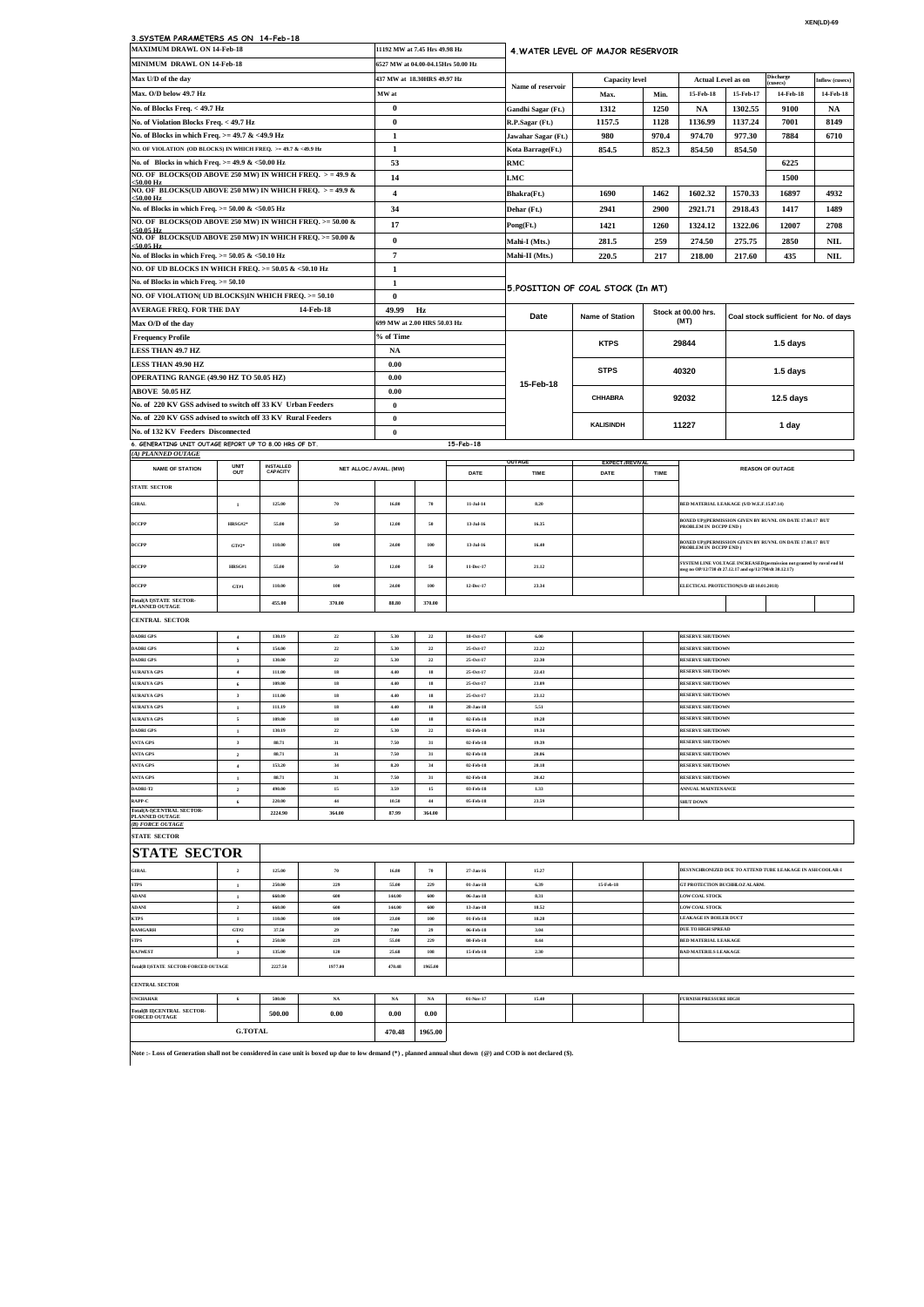XEN(LD)-69

## 3. SYSTEM PARAMETERS AS ON 14-Feb-18

| | |
|---|---|
| MAXIMUM DRAWL ON 14-Feb-18 | 11192 MW at 7.45 Hrs 49.98 Hz |
| MINIMUM DRAWL ON 14-Feb-18 | 6527 MW at 04.00-04.15Hrs 50.00 Hz |
| Max U/D of the day | 437 MW at 18.30HRS 49.97 Hz |
| Max. O/D below 49.7 Hz | MW at |
| No. of Blocks Freq. < 49.7 Hz | 0 |
| No. of Violation Blocks Freq. < 49.7 Hz | 0 |
| No. of Blocks in which Freq. >= 49.7 & <49.9 Hz | 1 |
| NO. OF VIOLATION (OD BLOCKS) IN WHICH FREQ. >= 49.7 & <49.9 Hz | 1 |
| No. of Blocks in which Freq. >= 49.9 & <50.00 Hz | 53 |
| NO. OF BLOCKS(OD ABOVE 250 MW) IN WHICH FREQ. > = 49.9 & <50.00 Hz | 14 |
| NO. OF BLOCKS(UD ABOVE 250 MW) IN WHICH FREQ. > = 49.9 & <50.00 Hz | 4 |
| No. of Blocks in which Freq. >= 50.00 & <50.05 Hz | 34 |
| NO. OF BLOCKS(OD ABOVE 250 MW) IN WHICH FREQ. >= 50.00 & <50.05 Hz | 17 |
| NO. OF BLOCKS(UD ABOVE 250 MW) IN WHICH FREQ. >= 50.00 & <50.05 Hz | 0 |
| No. of Blocks in which Freq. >= 50.05 & <50.10 Hz | 7 |
| NO. OF UD BLOCKS IN WHICH FREQ. >= 50.05 & <50.10 Hz | 1 |
| No. of Blocks in which Freq. >= 50.10 | 1 |
| NO. OF VIOLATION( UD BLOCKS)IN WHICH FREQ. >= 50.10 | 0 |
| AVERAGE FREQ. FOR THE DAY 14-Feb-18 | 49.99 Hz |
| Max O/D of the day | 699 MW at 2.00 HRS 50.03 Hz |
| Frequency Profile | % of Time |
| LESS THAN 49.7 HZ | NA |
| LESS THAN 49.90 HZ | 0.00 |
| OPERATING RANGE (49.90 HZ TO 50.05 HZ) | 0.00 |
| ABOVE 50.05 HZ | 0.00 |
| No. of 220 KV GSS advised to switch off 33 KV Urban Feeders | 0 |
| No. of 220 KV GSS advised to switch off 33 KV Rural Feeders | 0 |
| No. of 132 KV Feeders Disconnected | 0 |

## 4. WATER LEVEL OF MAJOR RESERVOIR

| Name of reservoir | Capacity level | | Actual Level as on | | Discharge (cusecs) | Inflow (cusecs) |
|---|---|---|---|---|---|---|
| | Max. | Min. | 15-Feb-18 | 15-Feb-17 | 14-Feb-18 | 14-Feb-18 |
| Gandhi Sagar (Ft.) | 1312 | 1250 | NA | 1302.55 | 9100 | NA |
| R.P.Sagar (Ft.) | 1157.5 | 1128 | 1136.99 | 1137.24 | 7001 | 8149 |
| Jawahar Sagar (Ft.) | 980 | 970.4 | 974.70 | 977.30 | 7884 | 6710 |
| Kota Barrage(Ft.) | 854.5 | 852.3 | 854.50 | 854.50 | | |
| RMC | | | | | 6225 | |
| LMC | | | | | 1500 | |
| Bhakra(Ft.) | 1690 | 1462 | 1602.32 | 1570.33 | 16897 | 4932 |
| Dehar (Ft.) | 2941 | 2900 | 2921.71 | 2918.43 | 1417 | 1489 |
| Pong(Ft.) | 1421 | 1260 | 1324.12 | 1322.06 | 12007 | 2708 |
| Mahi-I (Mts.) | 281.5 | 259 | 274.50 | 275.75 | 2850 | NIL |
| Mahi-II (Mts.) | 220.5 | 217 | 218.00 | 217.60 | 435 | NIL |

## 5.POSITION OF COAL STOCK (In MT)

| Date | Name of Station | Stock at 00.00 hrs. (MT) | Coal stock sufficient for No. of days |
|---|---|---|---|
| 15-Feb-18 | KTPS | 29844 | 1.5 days |
| | STPS | 40320 | 1.5 days |
| | CHHABRA | 92032 | 12.5 days |
| | KALISINDH | 11227 | 1 day |

## 6. GENERATING UNIT OUTAGE REPORT UP TO 8.00 HRS OF DT. 15-Feb-18

### (A) PLANNED OUTAGE

| NAME OF STATION | UNIT OUT | INSTALLED CAPACITY | NET ALLOC./ AVAIL. (MW) | | | OUTAGE DATE | OUTAGE TIME | EXPECT./REVIVAL DATE | TIME | REASON OF OUTAGE |
|---|---|---|---|---|---|---|---|---|---|---|
| **STATE SECTOR** | | | | | | | | | | |
| GIRAL | 1 | 125.00 | 70 | 16.80 | 70 | 11-Jul-14 | 8.20 | | | BED MATERIAL LEAKAGE (S/D W.E.F.15.07.14) |
| DCCPP | HRSG#2* | 55.00 | 50 | 12.00 | 50 | 13-Jul-16 | 16.35 | | | BOXED UP(PERMISSION GIVEN BY RUVNL ON DATE 17.08.17 BUT PROBLEM IN DCCPP END ) |
| DCCPP | GT#2* | 110.00 | 100 | 24.00 | 100 | 13-Jul-16 | 16.40 | | | BOXED UP(PERMISSION GIVEN BY RUVNL ON DATE 17.08.17 BUT PROBLEM IN DCCPP END ) |
| DCCPP | HRSG#1 | 55.00 | 50 | 12.00 | 50 | 11-Dec-17 | 21.12 | | | SYSTEM LINE VOLTAGE INCREASED(permission not granted by ruvnl end Id msg no OP/12/738 dt 27.12.17 and op/12/790dt 30.12.17) |
| DCCPP | GT#1 | 110.00 | 100 | 24.00 | 100 | 12-Dec-17 | 23.34 | | | ELECTICAL PROTECTION(S/D till 10.01.2018) |
| Total(A I)STATE SECTOR-PLANNED OUTAGE | | 455.00 | 370.00 | 88.80 | 370.00 | | | | | |
| **CENTRAL SECTOR** | | | | | | | | | | |
| DADRI GPS | 4 | 130.19 | 22 | 5.30 | 22 | 10-Oct-17 | 6.00 | | | RESERVE SHUTDOWN |
| DADRI GPS | 6 | 154.00 | 22 | 5.30 | 22 | 25-Oct-17 | 22.22 | | | RESERVE SHUTDOWN |
| DADRI GPS | 3 | 130.00 | 22 | 5.30 | 22 | 25-Oct-17 | 22.39 | | | RESERVE SHUTDOWN |
| AURAIYA GPS | 4 | 111.00 | 18 | 4.40 | 18 | 25-Oct-17 | 22.43 | | | RESERVE SHUTDOWN |
| AURAIYA GPS | 6 | 109.00 | 18 | 4.40 | 18 | 25-Oct-17 | 23.09 | | | RESERVE SHUTDOWN |
| AURAIYA GPS | 3 | 111.00 | 18 | 4.40 | 18 | 25-Oct-17 | 23.12 | | | RESERVE SHUTDOWN |
| AURAIYA GPS | 1 | 111.19 | 18 | 4.40 | 18 | 28-Jan-18 | 5.51 | | | RESERVE SHUTDOWN |
| AURAIYA GPS | 5 | 109.00 | 18 | 4.40 | 18 | 02-Feb-18 | 19.20 | | | RESERVE SHUTDOWN |
| DADRI GPS | 1 | 130.19 | 22 | 5.30 | 22 | 02-Feb-18 | 19.34 | | | RESERVE SHUTDOWN |
| ANTA GPS | 3 | 88.71 | 31 | 7.50 | 31 | 02-Feb-18 | 19.39 | | | RESERVE SHUTDOWN |
| ANTA GPS | 2 | 88.71 | 31 | 7.50 | 31 | 02-Feb-18 | 20.06 | | | RESERVE SHUTDOWN |
| ANTA GPS | 4 | 153.20 | 34 | 8.20 | 34 | 02-Feb-18 | 20.18 | | | RESERVE SHUTDOWN |
| ANTA GPS | 1 | 88.71 | 31 | 7.50 | 31 | 02-Feb-18 | 20.42 | | | RESERVE SHUTDOWN |
| DADRI-T2 | 2 | 490.00 | 15 | 3.59 | 15 | 03-Feb-18 | 1.33 | | | ANNUAL MAINTENANCE |
| RAPP-C | 6 | 220.00 | 44 | 10.50 | 44 | 05-Feb-18 | 23.59 | | | SHUT DOWN |
| Total(A-I)CENTRAL SECTOR-PLANNED OUTAGE | | 2224.90 | 364.00 | 87.99 | 364.00 | | | | | |

### (B) FORCE OUTAGE

**STATE SECTOR**

# STATE SECTOR

| NAME OF STATION | UNIT OUT | INSTALLED CAPACITY | NET ALLOC./ AVAIL. (MW) | | | OUTAGE DATE | OUTAGE TIME | EXPECT./REVIVAL DATE | TIME | REASON OF OUTAGE |
|---|---|---|---|---|---|---|---|---|---|---|
| GIRAL | 2 | 125.00 | 70 | 16.80 | 70 | 27-Jan-16 | 15.27 | | | DESYNCHRONIZED DUE TO ATTEND TUBE LEAKAGE IN ASH COOLAR-I |
| STPS | 1 | 250.00 | 229 | 55.00 | 229 | 01-Jan-18 | 6.39 | 15-Feb-18 | | GT PROTECTION BUCHHLOZ ALARM. |
| ADANI | 1 | 660.00 | 600 | 144.00 | 600 | 06-Jan-18 | 0.31 | | | LOW COAL STOCK |
| ADANI | 2 | 660.00 | 600 | 144.00 | 600 | 13-Jan-18 | 18.52 | | | LOW COAL STOCK |
| KTPS | 1 | 110.00 | 100 | 23.00 | 100 | 01-Feb-18 | 18.28 | | | LEAKAGE IN BOILER DUCT |
| RAMGARH | GT#2 | 37.50 | 29 | 7.00 | 29 | 06-Feb-18 | 3.04 | | | DUE TO HIGH SPREAD |
| STPS | 6 | 250.00 | 229 | 55.00 | 229 | 08-Feb-18 | 8.44 | | | BED MATERIAL LEAKAGE |
| RAJWEST | 3 | 135.00 | 120 | 25.68 | 108 | 15-Feb-18 | 2.30 | | | BAD MATERILS LEAKAGE |
| Total(B I)STATE SECTOR-FORCED OUTAGE | | 2227.50 | 1977.00 | 470.48 | 1965.00 | | | | | |
| **CENTRAL SECTOR** | | | | | | | | | | |
| UNCHAHAR | 6 | 500.00 | NA | NA | NA | 01-Nov-17 | 15.40 | | | FURNISH PRESSURE HIGH |
| Total(B II)CENTRAL SECTOR-FORCED OUTAGE | | 500.00 | 0.00 | 0.00 | 0.00 | | | | | |
| G.TOTAL | | | | 470.48 | 1965.00 | | | | | |

Note :- Loss of Generation shall not be considered in case unit is boxed up due to low demand (*) , planned annual shut down (@) and COD is not declared ($).